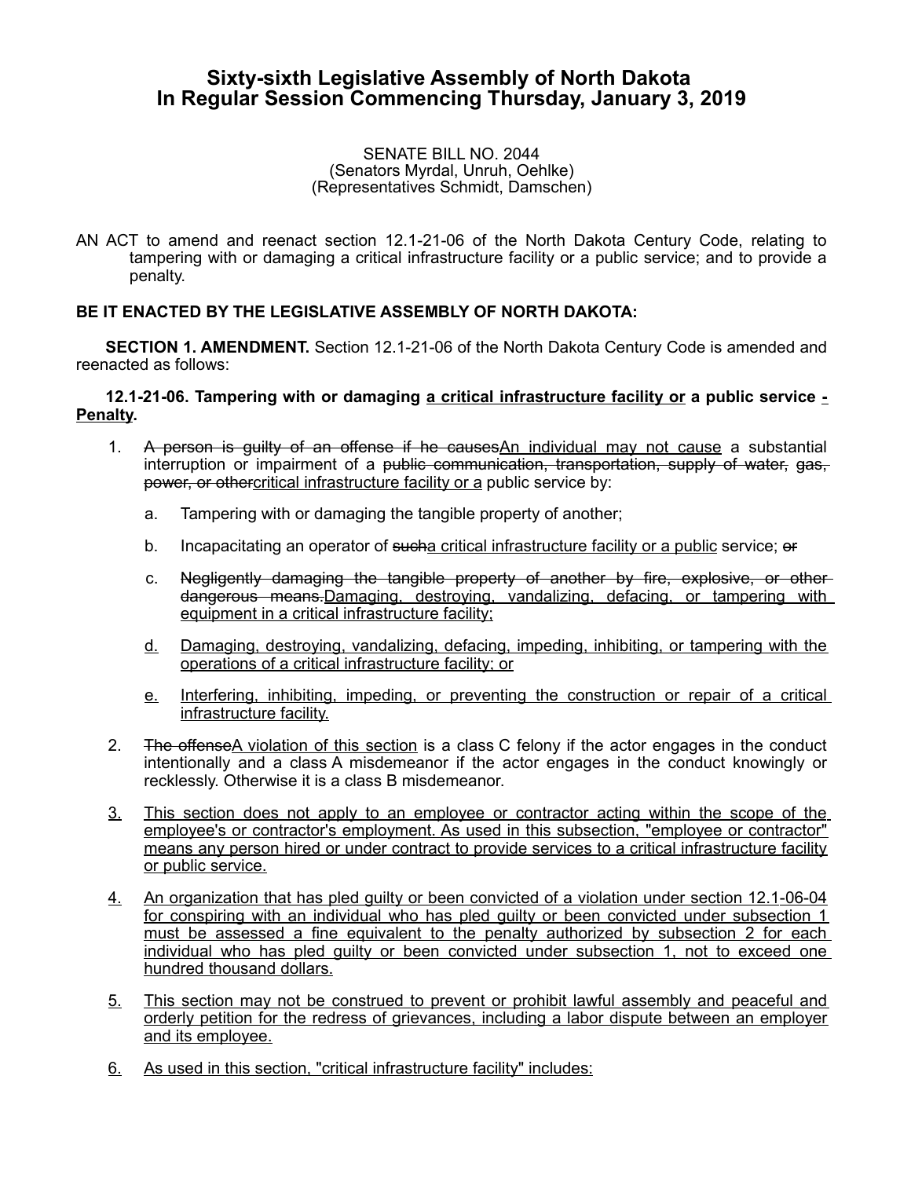# Sixty-sixth Legislative Assembly of North Dakota
# In Regular Session Commencing Thursday, January 3, 2019

SENATE BILL NO. 2044
(Senators Myrdal, Unruh, Oehlke)
(Representatives Schmidt, Damschen)

AN ACT to amend and reenact section 12.1-21-06 of the North Dakota Century Code, relating to tampering with or damaging a critical infrastructure facility or a public service; and to provide a penalty.

**BE IT ENACTED BY THE LEGISLATIVE ASSEMBLY OF NORTH DAKOTA:**

**SECTION 1. AMENDMENT.** Section 12.1-21-06 of the North Dakota Century Code is amended and reenacted as follows:

**12.1-21-06. Tampering with or damaging <u>a critical infrastructure facility or</u> a public service <u>- Penalty</u>.**

1. ~~A person is guilty of an offense if he causes~~<u>An individual may not cause</u> a substantial interruption or impairment of a ~~public communication, transportation, supply of water, gas, power, or other~~<u>critical infrastructure facility or a</u> public service by:

   a. Tampering with or damaging the tangible property of another;

   b. Incapacitating an operator of ~~such~~<u>a critical infrastructure facility or a public</u> service; ~~or~~

   c. ~~Negligently damaging the tangible property of another by fire, explosive, or other dangerous means.~~<u>Damaging, destroying, vandalizing, defacing, or tampering with equipment in a critical infrastructure facility;</u>

   <u>d.</u> <u>Damaging, destroying, vandalizing, defacing, impeding, inhibiting, or tampering with the operations of a critical infrastructure facility; or</u>

   <u>e.</u> <u>Interfering, inhibiting, impeding, or preventing the construction or repair of a critical infrastructure facility.</u>

2. ~~The offense~~<u>A violation of this section</u> is a class C felony if the actor engages in the conduct intentionally and a class A misdemeanor if the actor engages in the conduct knowingly or recklessly. Otherwise it is a class B misdemeanor.

<u>3.</u> <u>This section does not apply to an employee or contractor acting within the scope of the employee's or contractor's employment. As used in this subsection, "employee or contractor" means any person hired or under contract to provide services to a critical infrastructure facility or public service.</u>

<u>4.</u> <u>An organization that has pled guilty or been convicted of a violation under section 12.1-06-04 for conspiring with an individual who has pled guilty or been convicted under subsection 1 must be assessed a fine equivalent to the penalty authorized by subsection 2 for each individual who has pled guilty or been convicted under subsection 1, not to exceed one hundred thousand dollars.</u>

<u>5.</u> <u>This section may not be construed to prevent or prohibit lawful assembly and peaceful and orderly petition for the redress of grievances, including a labor dispute between an employer and its employee.</u>

<u>6.</u> <u>As used in this section, "critical infrastructure facility" includes:</u>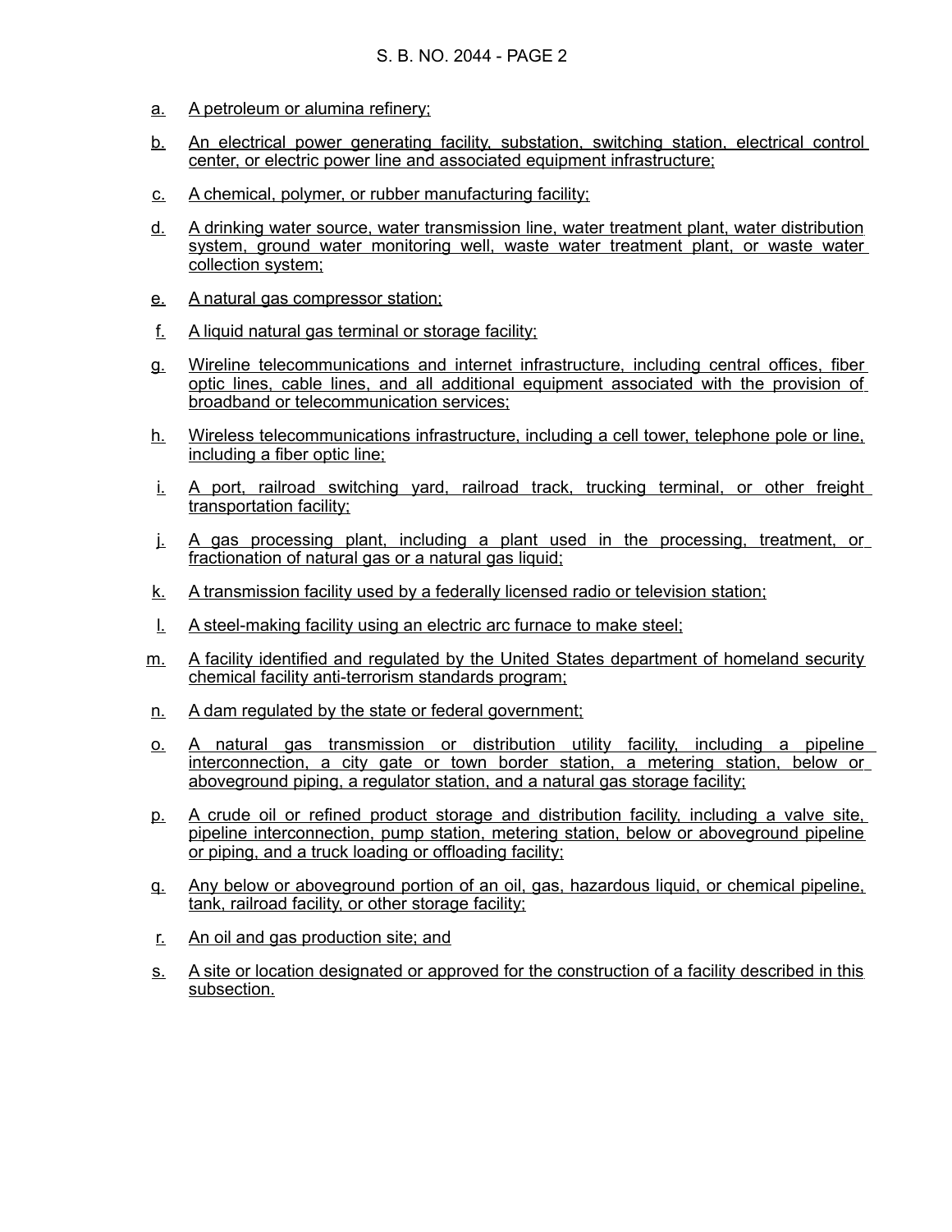a. A petroleum or alumina refinery;

b. An electrical power generating facility, substation, switching station, electrical control center, or electric power line and associated equipment infrastructure;

c. A chemical, polymer, or rubber manufacturing facility;

d. A drinking water source, water transmission line, water treatment plant, water distribution system, ground water monitoring well, waste water treatment plant, or waste water collection system;

e. A natural gas compressor station;

f. A liquid natural gas terminal or storage facility;

g. Wireline telecommunications and internet infrastructure, including central offices, fiber optic lines, cable lines, and all additional equipment associated with the provision of broadband or telecommunication services;

h. Wireless telecommunications infrastructure, including a cell tower, telephone pole or line, including a fiber optic line;

i. A port, railroad switching yard, railroad track, trucking terminal, or other freight transportation facility;

j. A gas processing plant, including a plant used in the processing, treatment, or fractionation of natural gas or a natural gas liquid;

k. A transmission facility used by a federally licensed radio or television station;

l. A steel-making facility using an electric arc furnace to make steel;

m. A facility identified and regulated by the United States department of homeland security chemical facility anti-terrorism standards program;

n. A dam regulated by the state or federal government;

o. A natural gas transmission or distribution utility facility, including a pipeline interconnection, a city gate or town border station, a metering station, below or aboveground piping, a regulator station, and a natural gas storage facility;

p. A crude oil or refined product storage and distribution facility, including a valve site, pipeline interconnection, pump station, metering station, below or aboveground pipeline or piping, and a truck loading or offloading facility;

q. Any below or aboveground portion of an oil, gas, hazardous liquid, or chemical pipeline, tank, railroad facility, or other storage facility;

r. An oil and gas production site; and

s. A site or location designated or approved for the construction of a facility described in this subsection.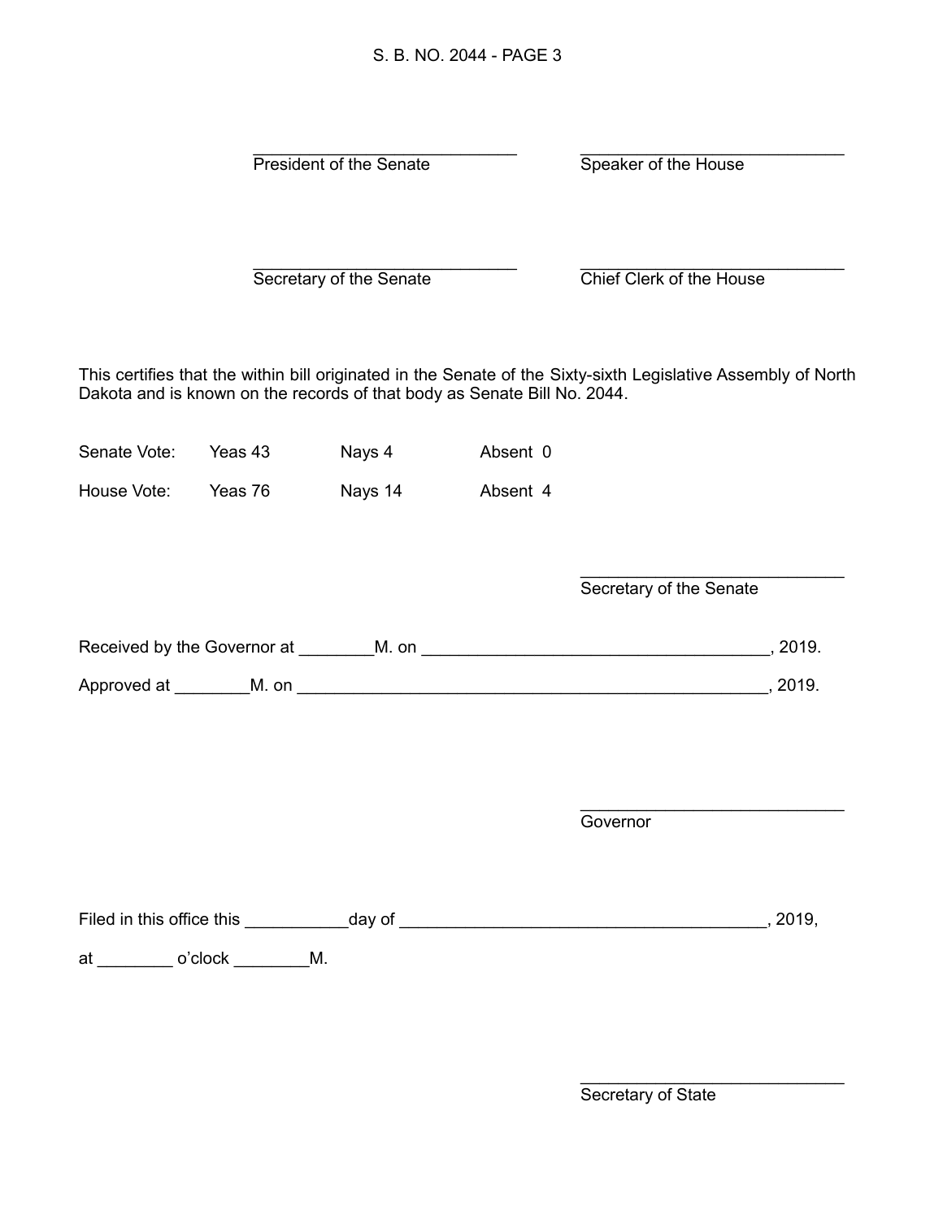______________________________ President of the Senate

______________________________ Speaker of the House

______________________________ Secretary of the Senate

______________________________ Chief Clerk of the House

This certifies that the within bill originated in the Senate of the Sixty-sixth Legislative Assembly of North Dakota and is known on the records of that body as Senate Bill No. 2044.

| | | | |
|---|---|---|---|
| Senate Vote: | Yeas 43 | Nays 4 | Absent 0 |
| House Vote: | Yeas 76 | Nays 14 | Absent 4 |

______________________________ Secretary of the Senate

Received by the Governor at ________M. on _____________________________________, 2019.

Approved at ________M. on _____________________________________________________, 2019.

______________________________ Governor

Filed in this office this ___________day of _______________________________________, 2019,

at ________ o'clock ________M.

______________________________ Secretary of State